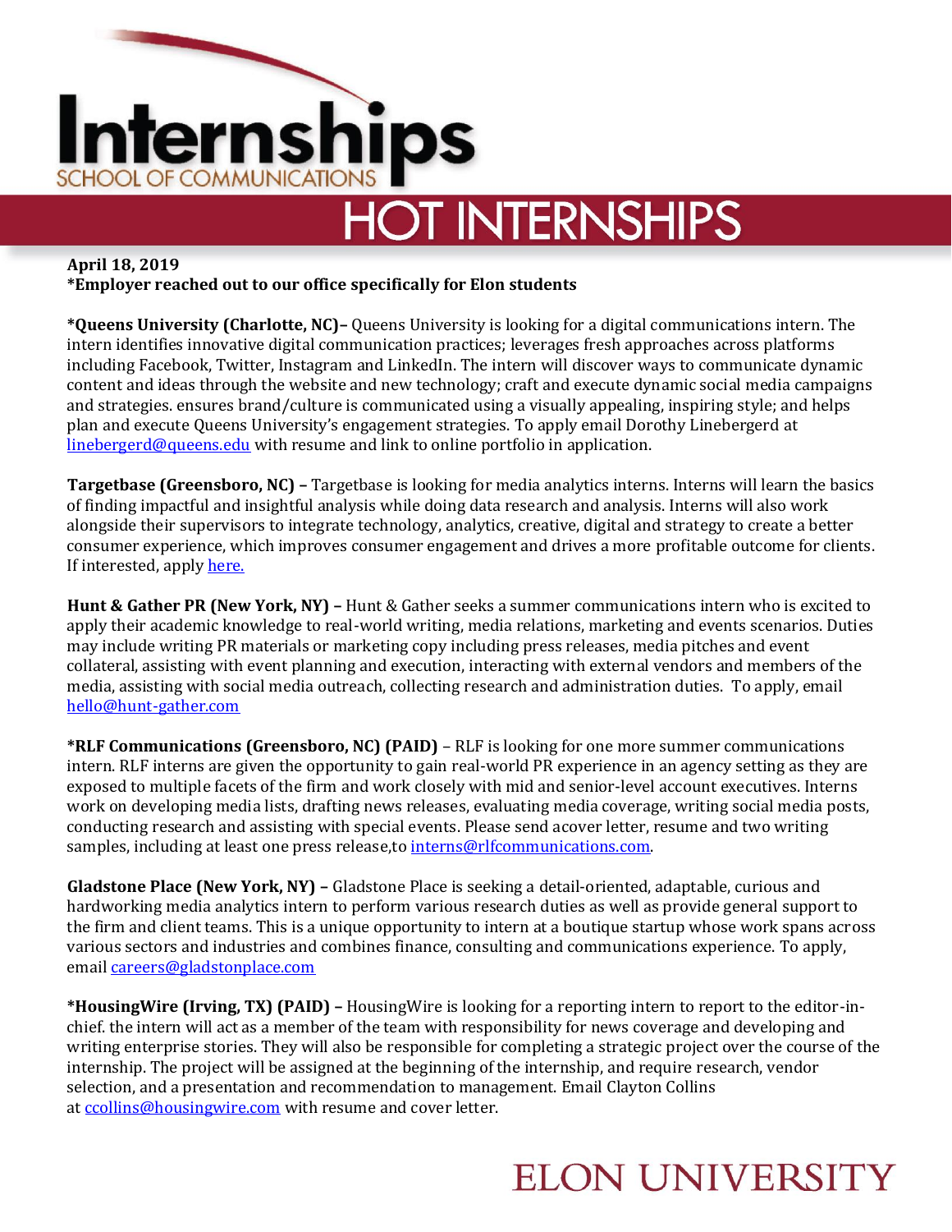# Internships

SCHOOL OF COMMUNICATIONS

## HOT INTERNSHIPS

**April 18, 2019**
***Employer reached out to our office specifically for Elon students**

***Queens University (Charlotte, NC)–** Queens University is looking for a digital communications intern. The intern identifies innovative digital communication practices; leverages fresh approaches across platforms including Facebook, Twitter, Instagram and LinkedIn. The intern will discover ways to communicate dynamic content and ideas through the website and new technology; craft and execute dynamic social media campaigns and strategies. ensures brand/culture is communicated using a visually appealing, inspiring style; and helps plan and execute Queens University's engagement strategies. To apply email Dorothy Linebergerd at linebergerd@queens.edu with resume and link to online portfolio in application.

**Targetbase (Greensboro, NC) –** Targetbase is looking for media analytics interns. Interns will learn the basics of finding impactful and insightful analysis while doing data research and analysis. Interns will also work alongside their supervisors to integrate technology, analytics, creative, digital and strategy to create a better consumer experience, which improves consumer engagement and drives a more profitable outcome for clients. If interested, apply here.

**Hunt & Gather PR (New York, NY) –** Hunt & Gather seeks a summer communications intern who is excited to apply their academic knowledge to real-world writing, media relations, marketing and events scenarios. Duties may include writing PR materials or marketing copy including press releases, media pitches and event collateral, assisting with event planning and execution, interacting with external vendors and members of the media, assisting with social media outreach, collecting research and administration duties. To apply, email hello@hunt-gather.com

***RLF Communications (Greensboro, NC) (PAID)** – RLF is looking for one more summer communications intern. RLF interns are given the opportunity to gain real-world PR experience in an agency setting as they are exposed to multiple facets of the firm and work closely with mid and senior-level account executives. Interns work on developing media lists, drafting news releases, evaluating media coverage, writing social media posts, conducting research and assisting with special events. Please send acover letter, resume and two writing samples, including at least one press release,to interns@rlfcommunications.com.

**Gladstone Place (New York, NY) –** Gladstone Place is seeking a detail-oriented, adaptable, curious and hardworking media analytics intern to perform various research duties as well as provide general support to the firm and client teams. This is a unique opportunity to intern at a boutique startup whose work spans across various sectors and industries and combines finance, consulting and communications experience. To apply, email careers@gladstonplace.com

***HousingWire (Irving, TX) (PAID) –** HousingWire is looking for a reporting intern to report to the editor-in-chief. the intern will act as a member of the team with responsibility for news coverage and developing and writing enterprise stories. They will also be responsible for completing a strategic project over the course of the internship. The project will be assigned at the beginning of the internship, and require research, vendor selection, and a presentation and recommendation to management. Email Clayton Collins at ccollins@housingwire.com with resume and cover letter.

ELON UNIVERSITY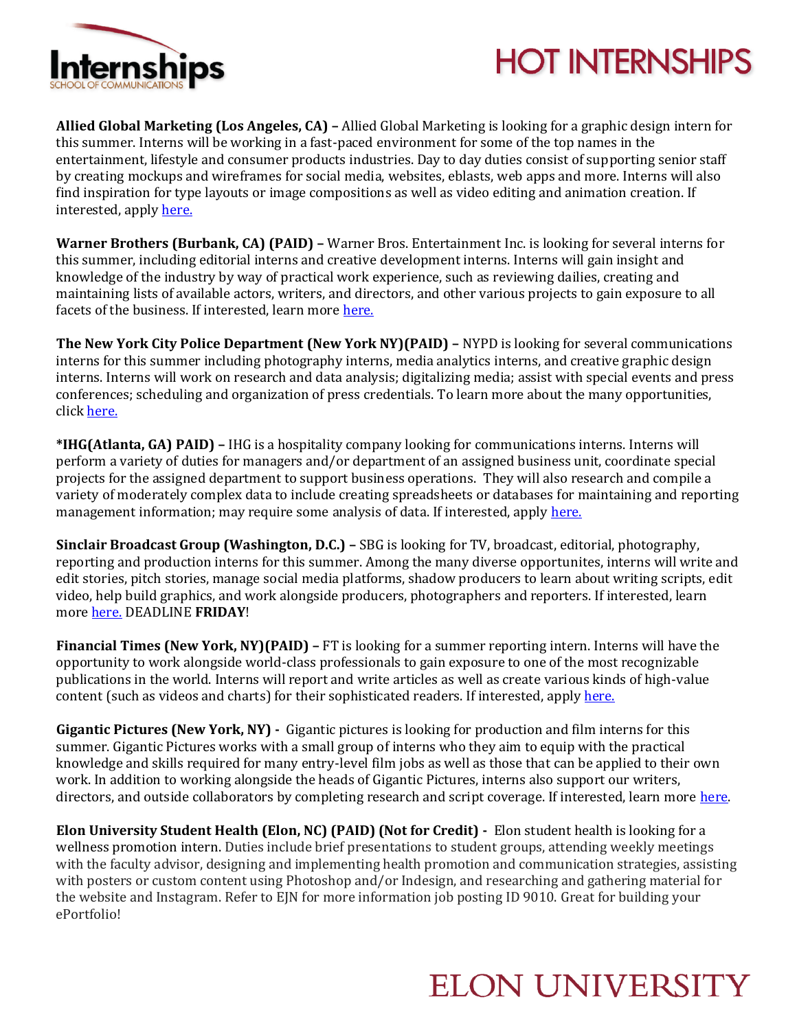**Allied Global Marketing (Los Angeles, CA) –** Allied Global Marketing is looking for a graphic design intern for this summer. Interns will be working in a fast-paced environment for some of the top names in the entertainment, lifestyle and consumer products industries. Day to day duties consist of supporting senior staff by creating mockups and wireframes for social media, websites, eblasts, web apps and more. Interns will also find inspiration for type layouts or image compositions as well as video editing and animation creation. If interested, apply here.

**Warner Brothers (Burbank, CA) (PAID) –** Warner Bros. Entertainment Inc. is looking for several interns for this summer, including editorial interns and creative development interns. Interns will gain insight and knowledge of the industry by way of practical work experience, such as reviewing dailies, creating and maintaining lists of available actors, writers, and directors, and other various projects to gain exposure to all facets of the business. If interested, learn more here.

**The New York City Police Department (New York NY)(PAID) –** NYPD is looking for several communications interns for this summer including photography interns, media analytics interns, and creative graphic design interns. Interns will work on research and data analysis; digitalizing media; assist with special events and press conferences; scheduling and organization of press credentials. To learn more about the many opportunities, click here.

**\*IHG(Atlanta, GA) PAID) –** IHG is a hospitality company looking for communications interns. Interns will perform a variety of duties for managers and/or department of an assigned business unit, coordinate special projects for the assigned department to support business operations. They will also research and compile a variety of moderately complex data to include creating spreadsheets or databases for maintaining and reporting management information; may require some analysis of data. If interested, apply here.

**Sinclair Broadcast Group (Washington, D.C.) –** SBG is looking for TV, broadcast, editorial, photography, reporting and production interns for this summer. Among the many diverse opportunites, interns will write and edit stories, pitch stories, manage social media platforms, shadow producers to learn about writing scripts, edit video, help build graphics, and work alongside producers, photographers and reporters. If interested, learn more here. DEADLINE **FRIDAY**!

**Financial Times (New York, NY)(PAID) –** FT is looking for a summer reporting intern. Interns will have the opportunity to work alongside world-class professionals to gain exposure to one of the most recognizable publications in the world. Interns will report and write articles as well as create various kinds of high-value content (such as videos and charts) for their sophisticated readers. If interested, apply here.

**Gigantic Pictures (New York, NY) -** Gigantic pictures is looking for production and film interns for this summer. Gigantic Pictures works with a small group of interns who they aim to equip with the practical knowledge and skills required for many entry-level film jobs as well as those that can be applied to their own work. In addition to working alongside the heads of Gigantic Pictures, interns also support our writers, directors, and outside collaborators by completing research and script coverage. If interested, learn more here.

**Elon University Student Health (Elon, NC) (PAID) (Not for Credit) -** Elon student health is looking for a wellness promotion intern. Duties include brief presentations to student groups, attending weekly meetings with the faculty advisor, designing and implementing health promotion and communication strategies, assisting with posters or custom content using Photoshop and/or Indesign, and researching and gathering material for the website and Instagram. Refer to EJN for more information job posting ID 9010. Great for building your ePortfolio!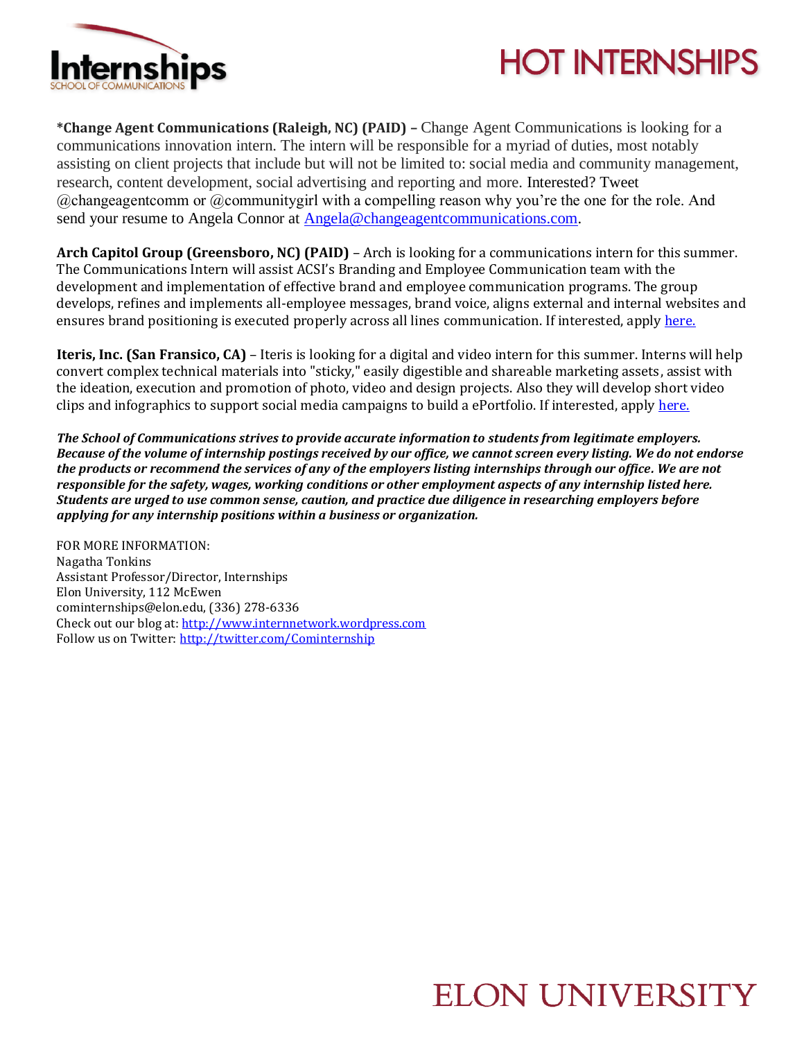**\*Change Agent Communications (Raleigh, NC) (PAID) –** Change Agent Communications is looking for a communications innovation intern. The intern will be responsible for a myriad of duties, most notably assisting on client projects that include but will not be limited to: social media and community management, research, content development, social advertising and reporting and more. Interested? Tweet @changeagentcomm or @communitygirl with a compelling reason why you're the one for the role. And send your resume to Angela Connor at Angela@changeagentcommunications.com.

**Arch Capitol Group (Greensboro, NC) (PAID)** – Arch is looking for a communications intern for this summer. The Communications Intern will assist ACSI's Branding and Employee Communication team with the development and implementation of effective brand and employee communication programs. The group develops, refines and implements all-employee messages, brand voice, aligns external and internal websites and ensures brand positioning is executed properly across all lines communication. If interested, apply here.

**Iteris, Inc. (San Fransico, CA)** – Iteris is looking for a digital and video intern for this summer. Interns will help convert complex technical materials into "sticky," easily digestible and shareable marketing assets, assist with the ideation, execution and promotion of photo, video and design projects. Also they will develop short video clips and infographics to support social media campaigns to build a ePortfolio. If interested, apply here.

***The School of Communications strives to provide accurate information to students from legitimate employers. Because of the volume of internship postings received by our office, we cannot screen every listing. We do not endorse the products or recommend the services of any of the employers listing internships through our office. We are not responsible for the safety, wages, working conditions or other employment aspects of any internship listed here. Students are urged to use common sense, caution, and practice due diligence in researching employers before applying for any internship positions within a business or organization.***

FOR MORE INFORMATION:
Nagatha Tonkins
Assistant Professor/Director, Internships
Elon University, 112 McEwen
cominternships@elon.edu, (336) 278-6336
Check out our blog at: http://www.internnetwork.wordpress.com
Follow us on Twitter: http://twitter.com/Cominternship